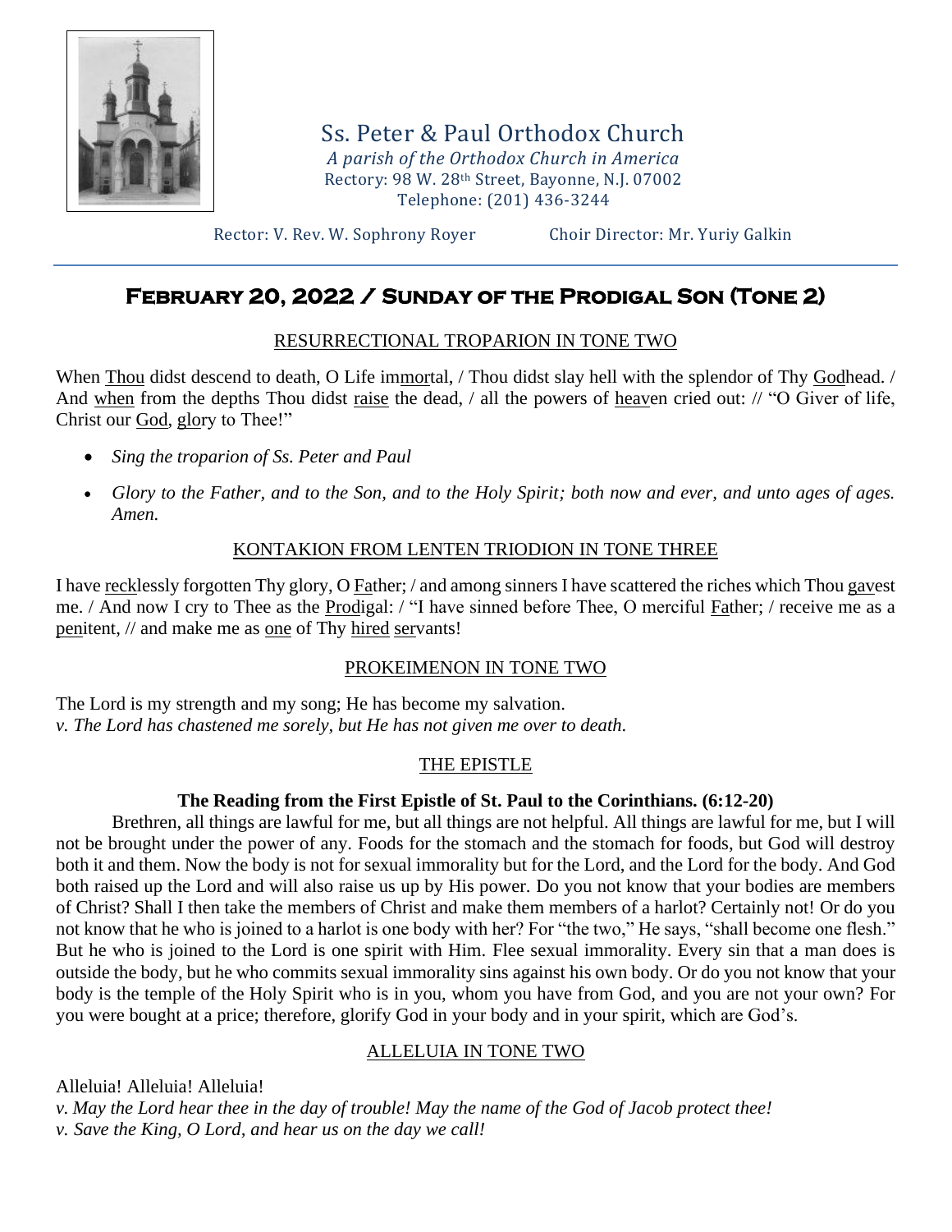# Ss. Peter & Paul Orthodox Church

*A parish of the Orthodox Church in America*
Rectory: 98 W. 28th Street, Bayonne, N.J. 07002
Telephone: (201) 436-3244

Rector: V. Rev. W. Sophrony Royer    Choir Director: Mr. Yuriy Galkin

## February 20, 2022 / Sunday of the Prodigal Son (Tone 2)

### RESURRECTIONAL TROPARION IN TONE TWO

When Thou didst descend to death, O Life immortal, / Thou didst slay hell with the splendor of Thy Godhead. / And when from the depths Thou didst raise the dead, / all the powers of heaven cried out: // "O Giver of life, Christ our God, glory to Thee!"

- *Sing the troparion of Ss. Peter and Paul*
- *Glory to the Father, and to the Son, and to the Holy Spirit; both now and ever, and unto ages of ages. Amen.*

### KONTAKION FROM LENTEN TRIODION IN TONE THREE

I have recklessly forgotten Thy glory, O Father; / and among sinners I have scattered the riches which Thou gavest me. / And now I cry to Thee as the Prodigal: / "I have sinned before Thee, O merciful Father; / receive me as a penitent, // and make me as one of Thy hired servants!

### PROKEIMENON IN TONE TWO

The Lord is my strength and my song; He has become my salvation.
*v. The Lord has chastened me sorely, but He has not given me over to death.*

### THE EPISTLE

**The Reading from the First Epistle of St. Paul to the Corinthians. (6:12-20)**

Brethren, all things are lawful for me, but all things are not helpful. All things are lawful for me, but I will not be brought under the power of any. Foods for the stomach and the stomach for foods, but God will destroy both it and them. Now the body is not for sexual immorality but for the Lord, and the Lord for the body. And God both raised up the Lord and will also raise us up by His power. Do you not know that your bodies are members of Christ? Shall I then take the members of Christ and make them members of a harlot? Certainly not! Or do you not know that he who is joined to a harlot is one body with her? For "the two," He says, "shall become one flesh." But he who is joined to the Lord is one spirit with Him. Flee sexual immorality. Every sin that a man does is outside the body, but he who commits sexual immorality sins against his own body. Or do you not know that your body is the temple of the Holy Spirit who is in you, whom you have from God, and you are not your own? For you were bought at a price; therefore, glorify God in your body and in your spirit, which are God's.

### ALLELUIA IN TONE TWO

Alleluia! Alleluia! Alleluia!
*v. May the Lord hear thee in the day of trouble! May the name of the God of Jacob protect thee!*
*v. Save the King, O Lord, and hear us on the day we call!*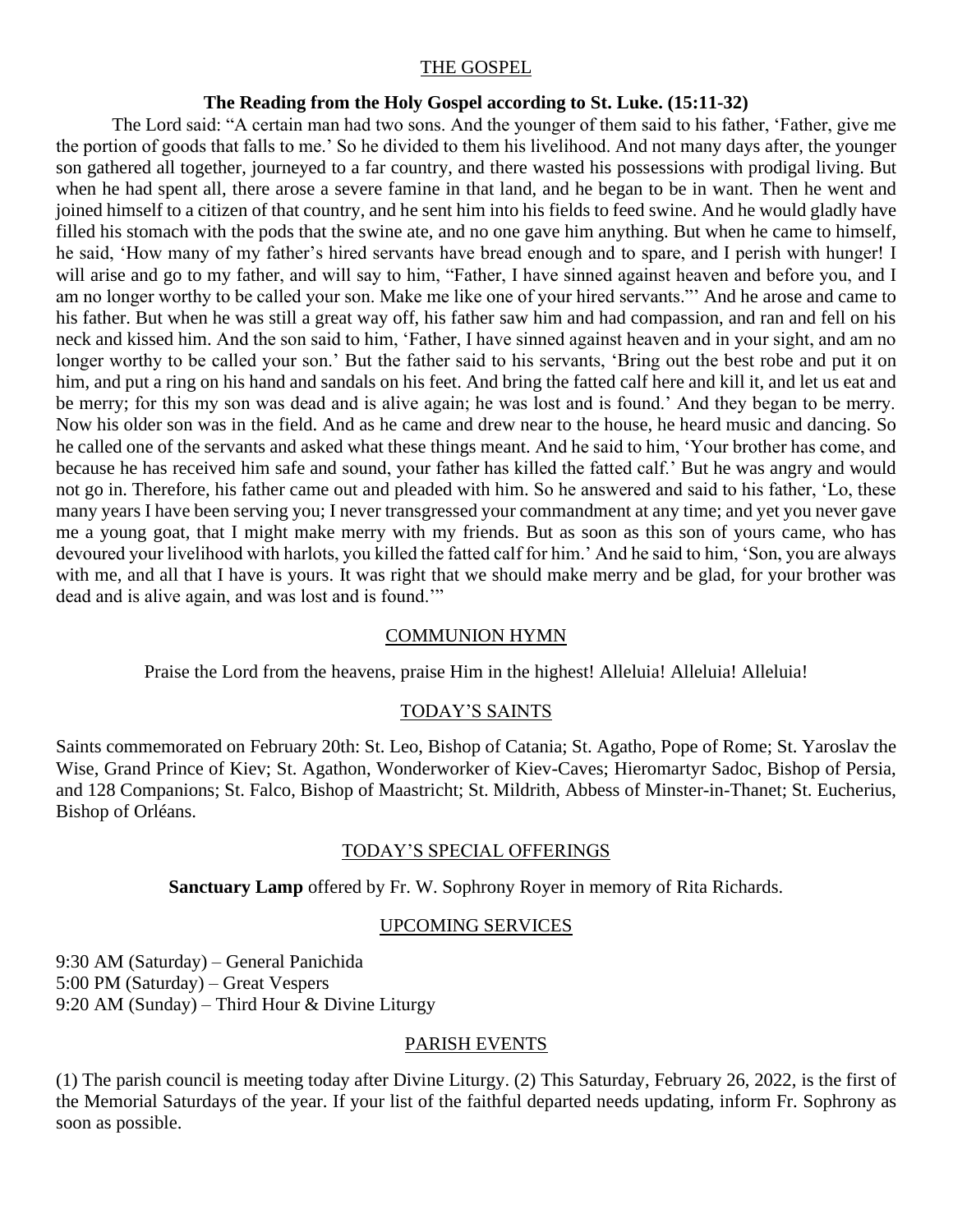## THE GOSPEL

**The Reading from the Holy Gospel according to St. Luke. (15:11-32)**

The Lord said: "A certain man had two sons. And the younger of them said to his father, 'Father, give me the portion of goods that falls to me.' So he divided to them his livelihood. And not many days after, the younger son gathered all together, journeyed to a far country, and there wasted his possessions with prodigal living. But when he had spent all, there arose a severe famine in that land, and he began to be in want. Then he went and joined himself to a citizen of that country, and he sent him into his fields to feed swine. And he would gladly have filled his stomach with the pods that the swine ate, and no one gave him anything. But when he came to himself, he said, 'How many of my father's hired servants have bread enough and to spare, and I perish with hunger! I will arise and go to my father, and will say to him, "Father, I have sinned against heaven and before you, and I am no longer worthy to be called your son. Make me like one of your hired servants."' And he arose and came to his father. But when he was still a great way off, his father saw him and had compassion, and ran and fell on his neck and kissed him. And the son said to him, 'Father, I have sinned against heaven and in your sight, and am no longer worthy to be called your son.' But the father said to his servants, 'Bring out the best robe and put it on him, and put a ring on his hand and sandals on his feet. And bring the fatted calf here and kill it, and let us eat and be merry; for this my son was dead and is alive again; he was lost and is found.' And they began to be merry. Now his older son was in the field. And as he came and drew near to the house, he heard music and dancing. So he called one of the servants and asked what these things meant. And he said to him, 'Your brother has come, and because he has received him safe and sound, your father has killed the fatted calf.' But he was angry and would not go in. Therefore, his father came out and pleaded with him. So he answered and said to his father, 'Lo, these many years I have been serving you; I never transgressed your commandment at any time; and yet you never gave me a young goat, that I might make merry with my friends. But as soon as this son of yours came, who has devoured your livelihood with harlots, you killed the fatted calf for him.' And he said to him, 'Son, you are always with me, and all that I have is yours. It was right that we should make merry and be glad, for your brother was dead and is alive again, and was lost and is found.'"

## COMMUNION HYMN

Praise the Lord from the heavens, praise Him in the highest! Alleluia! Alleluia! Alleluia!

## TODAY'S SAINTS

Saints commemorated on February 20th: St. Leo, Bishop of Catania; St. Agatho, Pope of Rome; St. Yaroslav the Wise, Grand Prince of Kiev; St. Agathon, Wonderworker of Kiev-Caves; Hieromartyr Sadoc, Bishop of Persia, and 128 Companions; St. Falco, Bishop of Maastricht; St. Mildrith, Abbess of Minster-in-Thanet; St. Eucherius, Bishop of Orléans.

## TODAY'S SPECIAL OFFERINGS

**Sanctuary Lamp** offered by Fr. W. Sophrony Royer in memory of Rita Richards.

## UPCOMING SERVICES

9:30 AM (Saturday) – General Panichida
5:00 PM (Saturday) – Great Vespers
9:20 AM (Sunday) – Third Hour & Divine Liturgy

## PARISH EVENTS

(1) The parish council is meeting today after Divine Liturgy. (2) This Saturday, February 26, 2022, is the first of the Memorial Saturdays of the year. If your list of the faithful departed needs updating, inform Fr. Sophrony as soon as possible.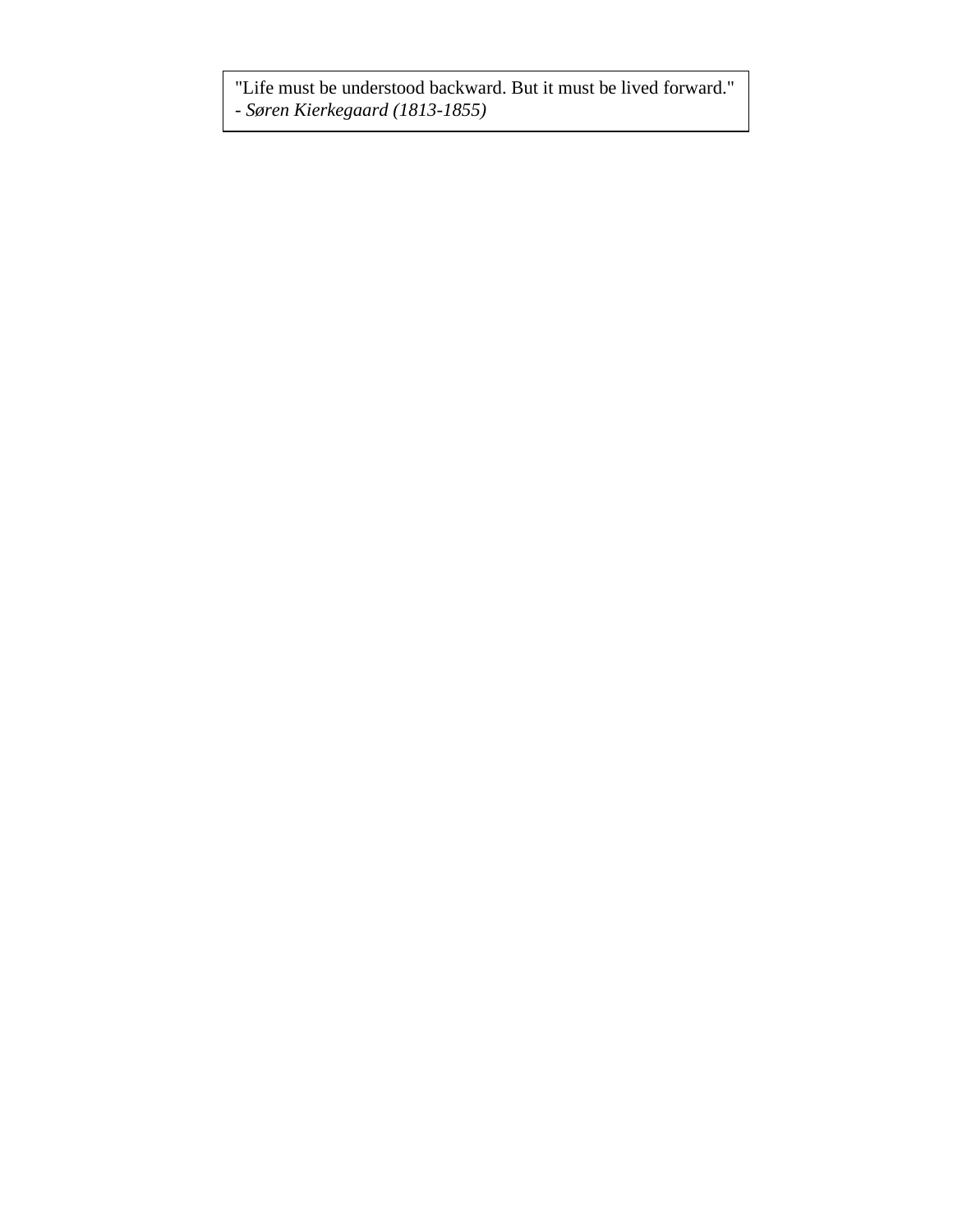"Life must be understood backward. But it must be lived forward."
*- Søren Kierkegaard (1813-1855)*